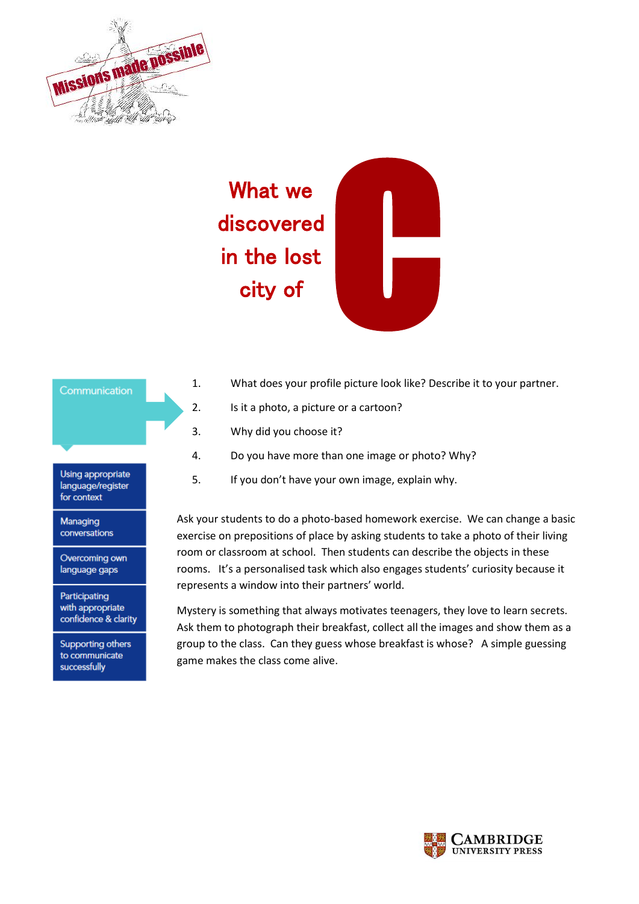Missions made possible

# What we discovered in the lost city of C

Communication

- Using appropriate language/register for context
- Managing conversations
- Overcoming own language gaps
- Participating with appropriate confidence & clarity
- Supporting others to communicate successfully

1. What does your profile picture look like? Describe it to your partner.
2. Is it a photo, a picture or a cartoon?
3. Why did you choose it?
4. Do you have more than one image or photo? Why?
5. If you don't have your own image, explain why.

Ask your students to do a photo-based homework exercise. We can change a basic exercise on prepositions of place by asking students to take a photo of their living room or classroom at school. Then students can describe the objects in these rooms. It's a personalised task which also engages students' curiosity because it represents a window into their partners' world.

Mystery is something that always motivates teenagers, they love to learn secrets. Ask them to photograph their breakfast, collect all the images and show them as a group to the class. Can they guess whose breakfast is whose? A simple guessing game makes the class come alive.

Cambridge University Press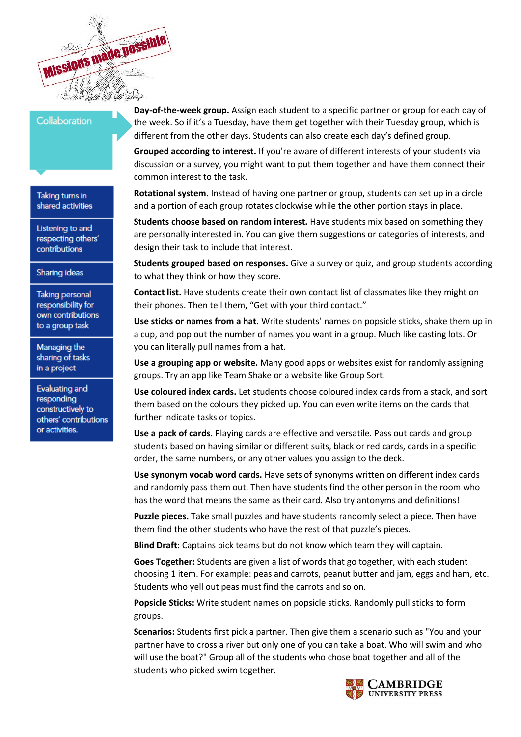Missions made possible

## Collaboration

- Taking turns in shared activities
- Listening to and respecting others' contributions
- Sharing ideas
- Taking personal responsibility for own contributions to a group task
- Managing the sharing of tasks in a project
- Evaluating and responding constructively to others' contributions or activities.

**Day-of-the-week group.** Assign each student to a specific partner or group for each day of the week. So if it's a Tuesday, have them get together with their Tuesday group, which is different from the other days. Students can also create each day's defined group.

**Grouped according to interest.** If you're aware of different interests of your students via discussion or a survey, you might want to put them together and have them connect their common interest to the task.

**Rotational system.** Instead of having one partner or group, students can set up in a circle and a portion of each group rotates clockwise while the other portion stays in place.

**Students choose based on random interest.** Have students mix based on something they are personally interested in. You can give them suggestions or categories of interests, and design their task to include that interest.

**Students grouped based on responses.** Give a survey or quiz, and group students according to what they think or how they score.

**Contact list.** Have students create their own contact list of classmates like they might on their phones. Then tell them, "Get with your third contact."

**Use sticks or names from a hat.** Write students' names on popsicle sticks, shake them up in a cup, and pop out the number of names you want in a group. Much like casting lots. Or you can literally pull names from a hat.

**Use a grouping app or website.** Many good apps or websites exist for randomly assigning groups. Try an app like Team Shake or a website like Group Sort.

**Use coloured index cards.** Let students choose coloured index cards from a stack, and sort them based on the colours they picked up. You can even write items on the cards that further indicate tasks or topics.

**Use a pack of cards.** Playing cards are effective and versatile. Pass out cards and group students based on having similar or different suits, black or red cards, cards in a specific order, the same numbers, or any other values you assign to the deck.

**Use synonym vocab word cards.** Have sets of synonyms written on different index cards and randomly pass them out. Then have students find the other person in the room who has the word that means the same as their card. Also try antonyms and definitions!

**Puzzle pieces.** Take small puzzles and have students randomly select a piece. Then have them find the other students who have the rest of that puzzle's pieces.

**Blind Draft:** Captains pick teams but do not know which team they will captain.

**Goes Together:** Students are given a list of words that go together, with each student choosing 1 item. For example: peas and carrots, peanut butter and jam, eggs and ham, etc. Students who yell out peas must find the carrots and so on.

**Popsicle Sticks:** Write student names on popsicle sticks. Randomly pull sticks to form groups.

**Scenarios:** Students first pick a partner. Then give them a scenario such as "You and your partner have to cross a river but only one of you can take a boat. Who will swim and who will use the boat?" Group all of the students who chose boat together and all of the students who picked swim together.

Cambridge University Press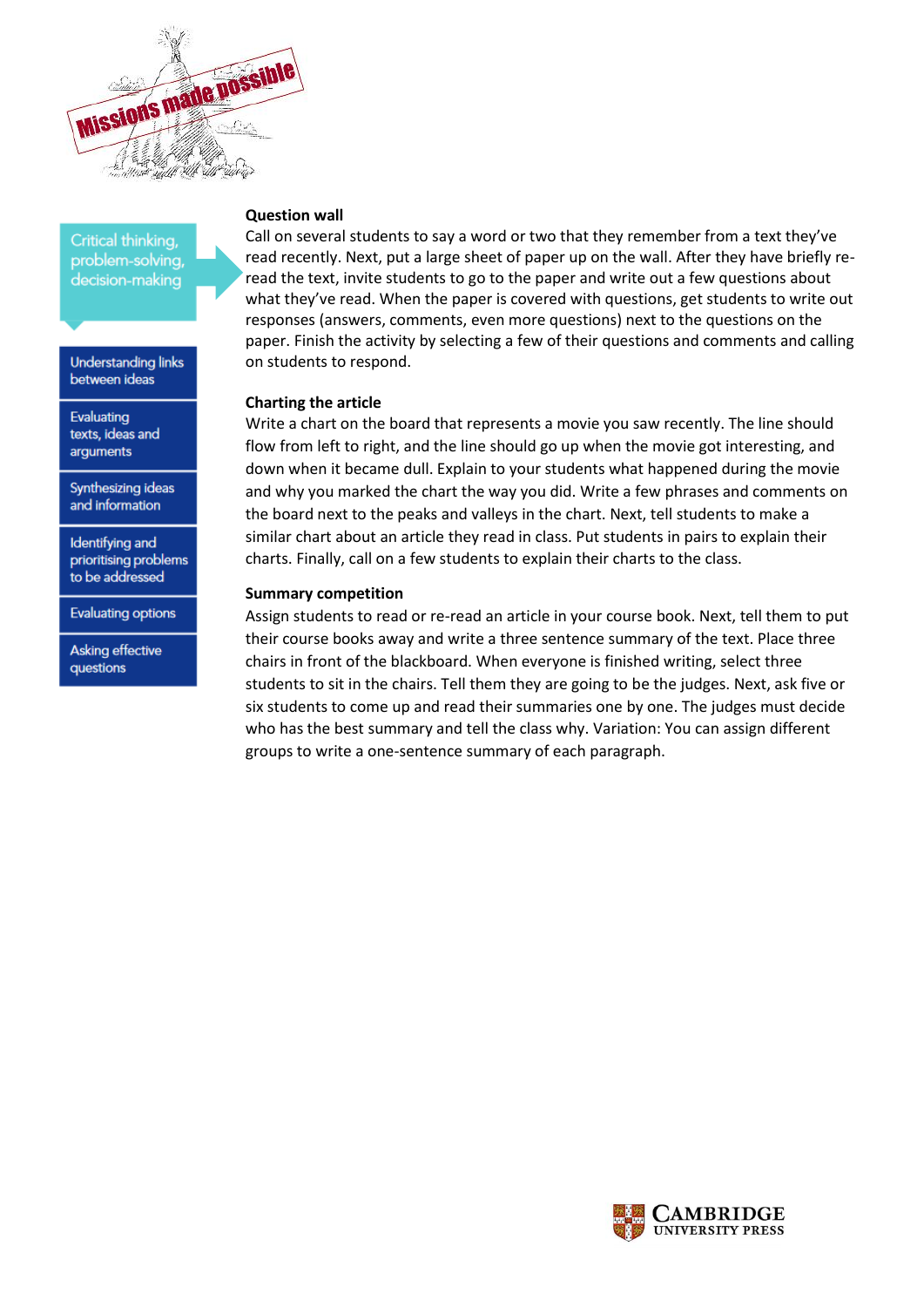Critical thinking, problem-solving, decision-making

- Understanding links between ideas
- Evaluating texts, ideas and arguments
- Synthesizing ideas and information
- Identifying and prioritising problems to be addressed
- Evaluating options
- Asking effective questions

**Question wall**

Call on several students to say a word or two that they remember from a text they've read recently. Next, put a large sheet of paper up on the wall. After they have briefly re-read the text, invite students to go to the paper and write out a few questions about what they've read. When the paper is covered with questions, get students to write out responses (answers, comments, even more questions) next to the questions on the paper. Finish the activity by selecting a few of their questions and comments and calling on students to respond.

**Charting the article**

Write a chart on the board that represents a movie you saw recently. The line should flow from left to right, and the line should go up when the movie got interesting, and down when it became dull. Explain to your students what happened during the movie and why you marked the chart the way you did. Write a few phrases and comments on the board next to the peaks and valleys in the chart. Next, tell students to make a similar chart about an article they read in class. Put students in pairs to explain their charts. Finally, call on a few students to explain their charts to the class.

**Summary competition**

Assign students to read or re-read an article in your course book. Next, tell them to put their course books away and write a three sentence summary of the text. Place three chairs in front of the blackboard. When everyone is finished writing, select three students to sit in the chairs. Tell them they are going to be the judges. Next, ask five or six students to come up and read their summaries one by one. The judges must decide who has the best summary and tell the class why. Variation: You can assign different groups to write a one-sentence summary of each paragraph.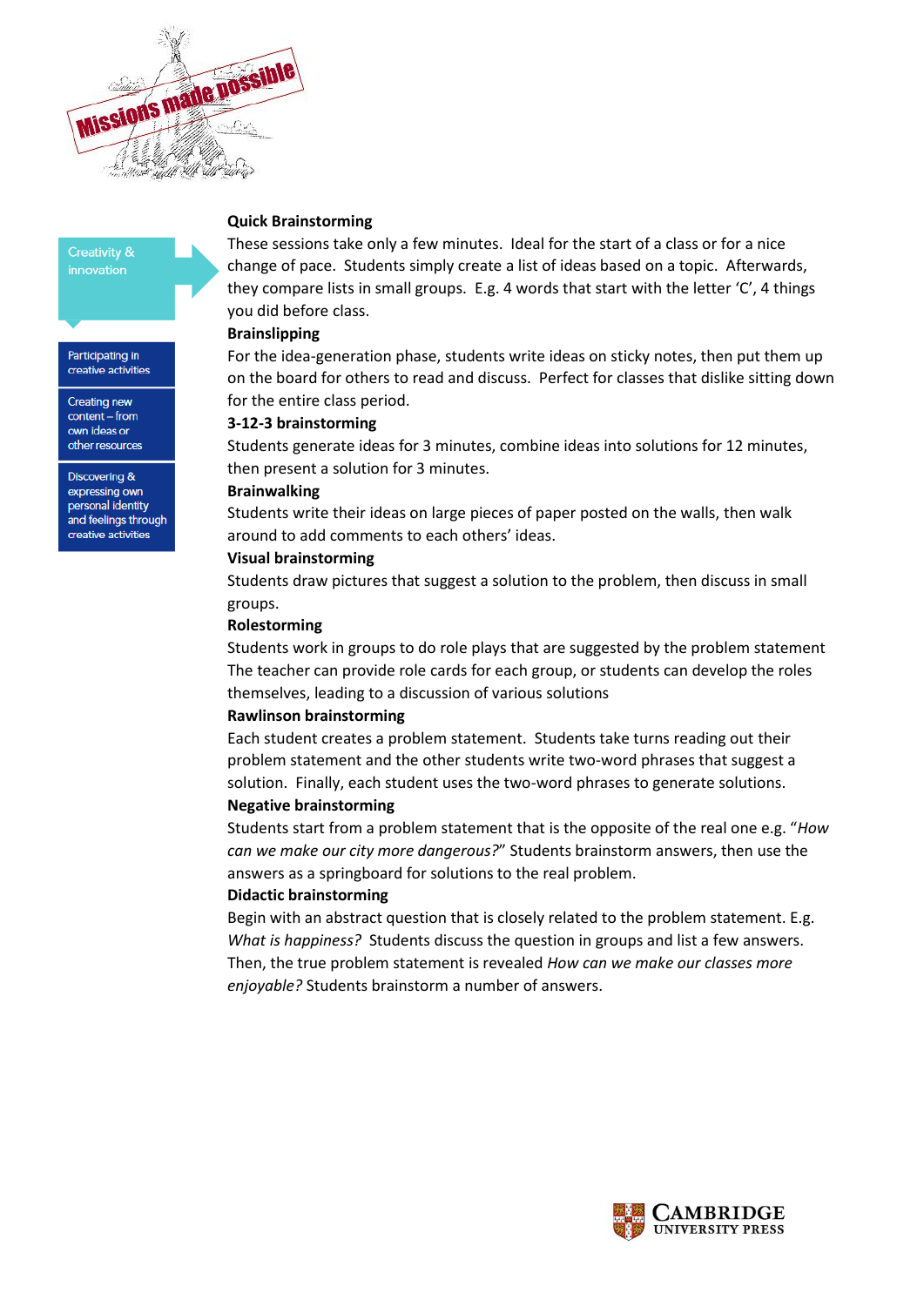Creativity & innovation

Participating in creative activities

Creating new content – from own ideas or other resources

Discovering & expressing own personal identity and feelings through creative activities

**Quick Brainstorming**

These sessions take only a few minutes. Ideal for the start of a class or for a nice change of pace. Students simply create a list of ideas based on a topic. Afterwards, they compare lists in small groups. E.g. 4 words that start with the letter 'C', 4 things you did before class.

**Brainslipping**

For the idea-generation phase, students write ideas on sticky notes, then put them up on the board for others to read and discuss. Perfect for classes that dislike sitting down for the entire class period.

**3-12-3 brainstorming**

Students generate ideas for 3 minutes, combine ideas into solutions for 12 minutes, then present a solution for 3 minutes.

**Brainwalking**

Students write their ideas on large pieces of paper posted on the walls, then walk around to add comments to each others' ideas.

**Visual brainstorming**

Students draw pictures that suggest a solution to the problem, then discuss in small groups.

**Rolestorming**

Students work in groups to do role plays that are suggested by the problem statement The teacher can provide role cards for each group, or students can develop the roles themselves, leading to a discussion of various solutions

**Rawlinson brainstorming**

Each student creates a problem statement. Students take turns reading out their problem statement and the other students write two-word phrases that suggest a solution. Finally, each student uses the two-word phrases to generate solutions.

**Negative brainstorming**

Students start from a problem statement that is the opposite of the real one e.g. "*How can we make our city more dangerous?*" Students brainstorm answers, then use the answers as a springboard for solutions to the real problem.

**Didactic brainstorming**

Begin with an abstract question that is closely related to the problem statement. E.g. *What is happiness?* Students discuss the question in groups and list a few answers. Then, the true problem statement is revealed *How can we make our classes more enjoyable?* Students brainstorm a number of answers.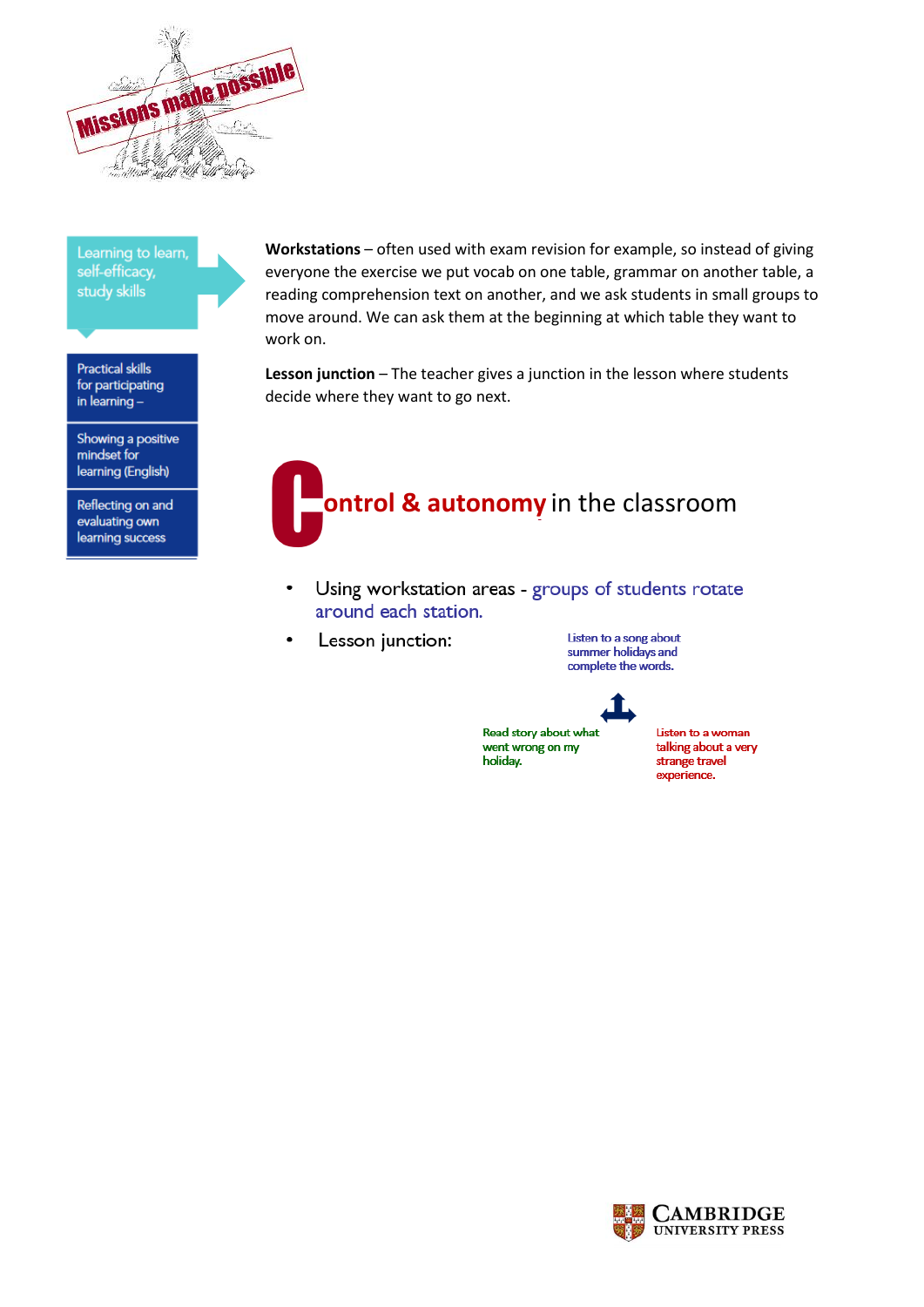Learning to learn, self-efficacy, study skills

Practical skills for participating in learning –

Showing a positive mindset for learning (English)

Reflecting on and evaluating own learning success

**Workstations** – often used with exam revision for example, so instead of giving everyone the exercise we put vocab on one table, grammar on another table, a reading comprehension text on another, and we ask students in small groups to move around. We can ask them at the beginning at which table they want to work on.

**Lesson junction** – The teacher gives a junction in the lesson where students decide where they want to go next.

## Control & autonomy in the classroom

- Using workstation areas - groups of students rotate around each station.
- Lesson junction:

Listen to a song about summer holidays and complete the words.

Read story about what went wrong on my holiday.

Listen to a woman talking about a very strange travel experience.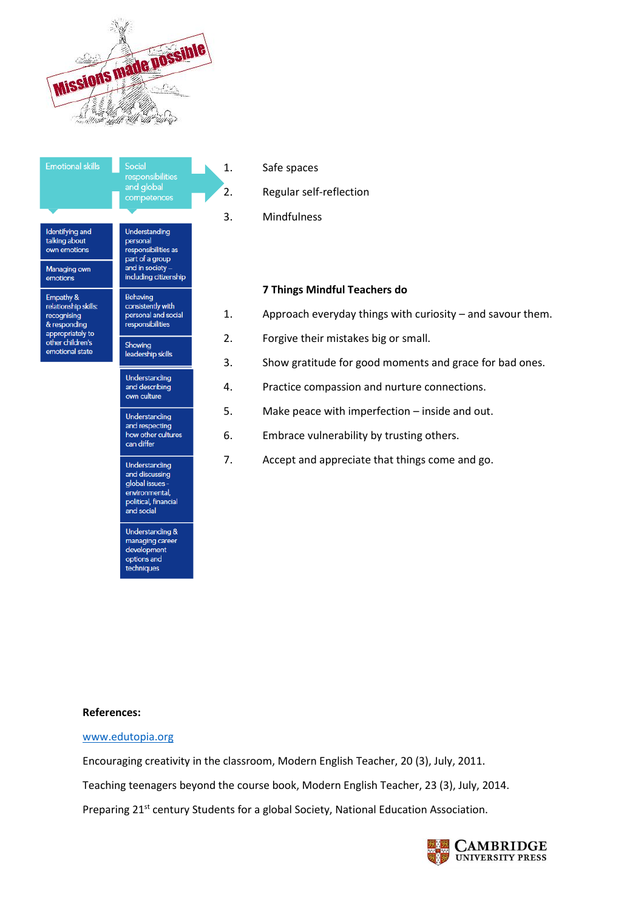| Emotional skills | Social responsibilities and global competences |
|---|---|
| Identifying and talking about own emotions | Understanding personal responsibilities as part of a group and in society – including citizenship |
| Managing own emotions | Behaving consistently with personal and social responsibilities |
| Empathy & relationship skills: recognising & responding appropriately to other children's emotional state | Showing leadership skills |
| | Understanding and describing own culture |
| | Understanding and respecting how other cultures can differ |
| | Understanding and discussing global issues - environmental, political, financial and social |
| | Understanding & managing career development options and techniques |

1. Safe spaces
2. Regular self-reflection
3. Mindfulness

**7 Things Mindful Teachers do**

1. Approach everyday things with curiosity – and savour them.
2. Forgive their mistakes big or small.
3. Show gratitude for good moments and grace for bad ones.
4. Practice compassion and nurture connections.
5. Make peace with imperfection – inside and out.
6. Embrace vulnerability by trusting others.
7. Accept and appreciate that things come and go.

**References:**

www.edutopia.org

Encouraging creativity in the classroom, Modern English Teacher, 20 (3), July, 2011.

Teaching teenagers beyond the course book, Modern English Teacher, 23 (3), July, 2014.

Preparing 21st century Students for a global Society, National Education Association.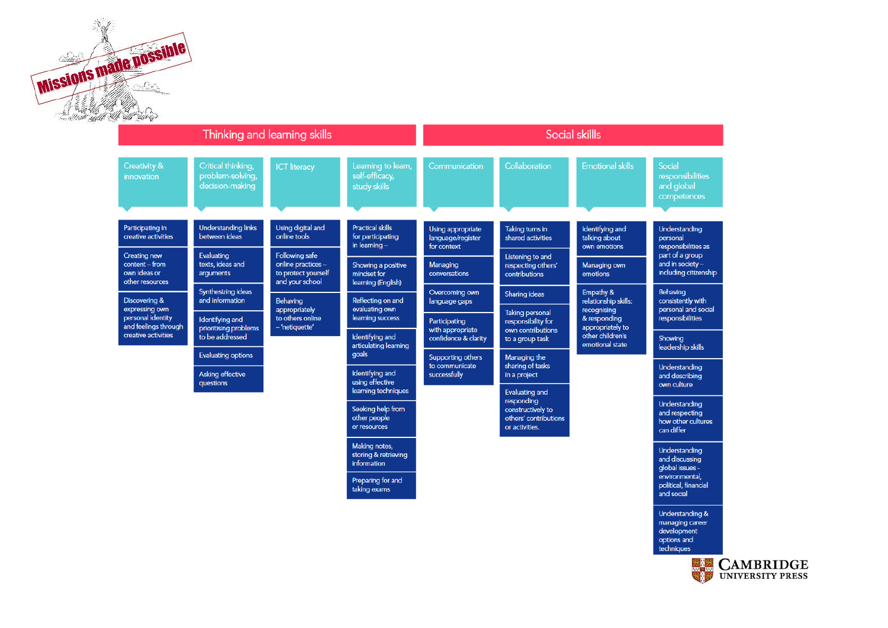Missions made possible

# Thinking and learning skills

## Creativity & innovation

- Participating in creative activities
- Creating new content – from own ideas or other resources
- Discovering & expressing own personal identity and feelings through creative activities

## Critical thinking, problem-solving, decision-making

- Understanding links between ideas
- Evaluating texts, ideas and arguments
- Synthesizing ideas and information
- Identifying and prioritising problems to be addressed
- Evaluating options
- Asking effective questions

## ICT literacy

- Using digital and online tools
- Following safe online practices – to protect yourself and your school
- Behaving appropriately to others online – 'netiquette'

## Learning to learn, self-efficacy, study skills

- Practical skills for participating in learning –
- Showing a positive mindset for learning (English)
- Reflecting on and evaluating own learning success
- Identifying and articulating learning goals
- Identifying and using effective learning techniques
- Seeking help from other people or resources
- Making notes, storing & retrieving information
- Preparing for and taking exams

# Social skillls

## Communication

- Using appropriate language/register for context
- Managing conversations
- Overcoming own language gaps
- Participating with appropriate confidence & clarity
- Supporting others to communicate successfully

## Collaboration

- Taking turns in shared activities
- Listening to and respecting others' contributions
- Sharing ideas
- Taking personal responsibility for own contributions to a group task
- Managing the sharing of tasks in a project
- Evaluating and responding constructively to others' contributions or activities.

## Emotional skills

- Identifying and talking about own emotions
- Managing own emotions
- Empathy & relationship skills: recognising & responding appropriately to other children's emotional state

## Social responsibilities and global competences

- Understanding personal responsibilities as part of a group and in society – including citizenship
- Behaving consistently with personal and social responsibilities
- Showing leadership skills
- Understanding and describing own culture
- Understanding and respecting how other cultures can differ
- Understanding and discussing global issues - environmental, political, financial and social
- Understanding & managing career development options and techniques

CAMBRIDGE UNIVERSITY PRESS